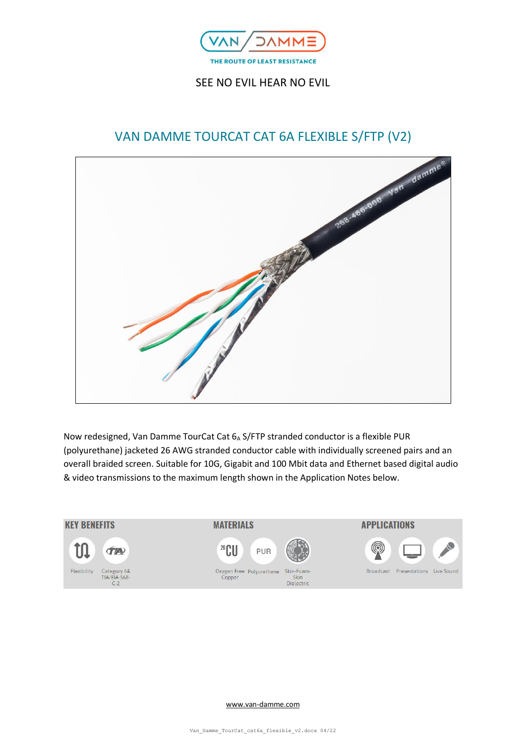VAN DAMME

THE ROUTE OF LEAST RESISTANCE

SEE NO EVIL HEAR NO EVIL

# VAN DAMME TOURCAT CAT 6A FLEXIBLE S/FTP (V2)

Now redesigned, Van Damme TourCat Cat $6_A$ S/FTP stranded conductor is a flexible PUR (polyurethane) jacketed 26 AWG stranded conductor cable with individually screened pairs and an overall braided screen. Suitable for 10G, Gigabit and 100 Mbit data and Ethernet based digital audio & video transmissions to the maximum length shown in the Application Notes below.

| KEY BENEFITS | MATERIALS | APPLICATIONS |
|---|---|---|
| Flexibility | Oxygen Free Copper | Broadcast |
| Category 6A TIA/EIA-568-C.2 | Polyurethane | Presentations |
| | Skin-Foam-Skin Dielectric | Live Sound |

www.van-damme.com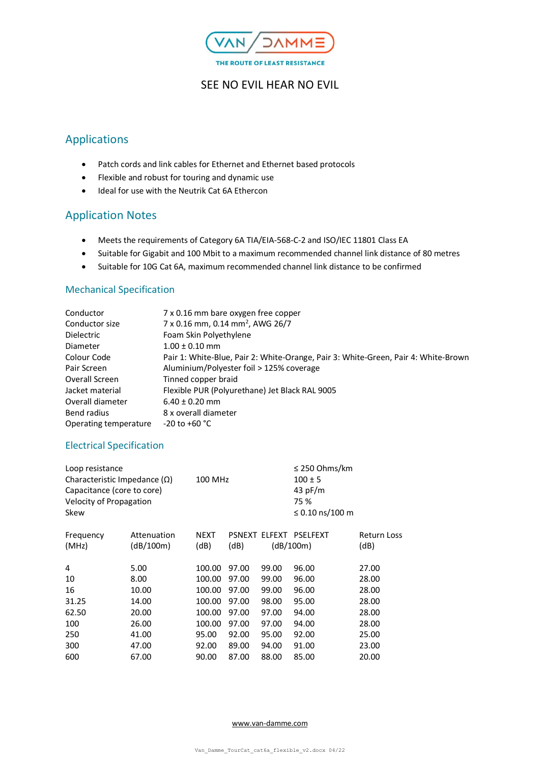VAN DAMME

THE ROUTE OF LEAST RESISTANCE

SEE NO EVIL HEAR NO EVIL

## Applications

- Patch cords and link cables for Ethernet and Ethernet based protocols
- Flexible and robust for touring and dynamic use
- Ideal for use with the Neutrik Cat 6A Ethercon

## Application Notes

- Meets the requirements of Category 6A TIA/EIA-568-C-2 and ISO/IEC 11801 Class EA
- Suitable for Gigabit and 100 Mbit to a maximum recommended channel link distance of 80 metres
- Suitable for 10G Cat 6A, maximum recommended channel link distance to be confirmed

### Mechanical Specification

| | |
|---|---|
| Conductor | 7 x 0.16 mm bare oxygen free copper |
| Conductor size | 7 x 0.16 mm, 0.14 mm$^2$, AWG 26/7 |
| Dielectric | Foam Skin Polyethylene |
| Diameter | 1.00 ± 0.10 mm |
| Colour Code | Pair 1: White-Blue, Pair 2: White-Orange, Pair 3: White-Green, Pair 4: White-Brown |
| Pair Screen | Aluminium/Polyester foil > 125% coverage |
| Overall Screen | Tinned copper braid |
| Jacket material | Flexible PUR (Polyurethane) Jet Black RAL 9005 |
| Overall diameter | 6.40 ± 0.20 mm |
| Bend radius | 8 x overall diameter |
| Operating temperature | -20 to +60 °C |

### Electrical Specification

| | | |
|---|---|---|
| Loop resistance | | ≤ 250 Ohms/km |
| Characteristic Impedance (Ω) | 100 MHz | 100 ± 5 |
| Capacitance (core to core) | | 43 pF/m |
| Velocity of Propagation | | 75 % |
| Skew | | ≤ 0.10 ns/100 m |

| Frequency (MHz) | Attenuation (dB/100m) | NEXT (dB) | PSNEXT (dB) | ELFEXT (dB/100m) | PSELFEXT (dB/100m) | Return Loss (dB) |
|---|---|---|---|---|---|---|
| 4 | 5.00 | 100.00 | 97.00 | 99.00 | 96.00 | 27.00 |
| 10 | 8.00 | 100.00 | 97.00 | 99.00 | 96.00 | 28.00 |
| 16 | 10.00 | 100.00 | 97.00 | 99.00 | 96.00 | 28.00 |
| 31.25 | 14.00 | 100.00 | 97.00 | 98.00 | 95.00 | 28.00 |
| 62.50 | 20.00 | 100.00 | 97.00 | 97.00 | 94.00 | 28.00 |
| 100 | 26.00 | 100.00 | 97.00 | 97.00 | 94.00 | 28.00 |
| 250 | 41.00 | 95.00 | 92.00 | 95.00 | 92.00 | 25.00 |
| 300 | 47.00 | 92.00 | 89.00 | 94.00 | 91.00 | 23.00 |
| 600 | 67.00 | 90.00 | 87.00 | 88.00 | 85.00 | 20.00 |

www.van-damme.com

Van_Damme_TourCat_cat6a_flexible_v2.docx 04/22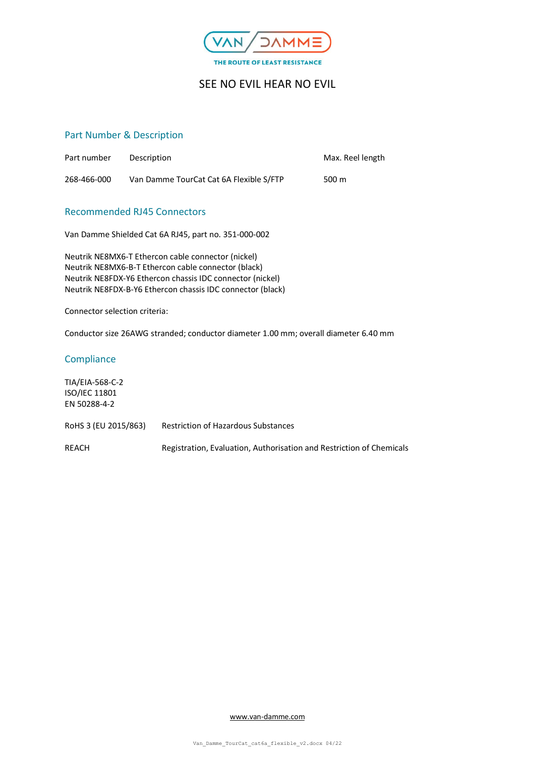SEE NO EVIL HEAR NO EVIL

## Part Number & Description

| Part number | Description | Max. Reel length |
|---|---|---|
| 268-466-000 | Van Damme TourCat Cat 6A Flexible S/FTP | 500 m |

## Recommended RJ45 Connectors

Van Damme Shielded Cat 6A RJ45, part no. 351-000-002

Neutrik NE8MX6-T Ethercon cable connector (nickel)
Neutrik NE8MX6-B-T Ethercon cable connector (black)
Neutrik NE8FDX-Y6 Ethercon chassis IDC connector (nickel)
Neutrik NE8FDX-B-Y6 Ethercon chassis IDC connector (black)

Connector selection criteria:

Conductor size 26AWG stranded; conductor diameter 1.00 mm; overall diameter 6.40 mm

## Compliance

TIA/EIA-568-C-2
ISO/IEC 11801
EN 50288-4-2

| | |
|---|---|
| RoHS 3 (EU 2015/863) | Restriction of Hazardous Substances |
| REACH | Registration, Evaluation, Authorisation and Restriction of Chemicals |

www.van-damme.com

Van_Damme_TourCat_cat6a_flexible_v2.docx 04/22